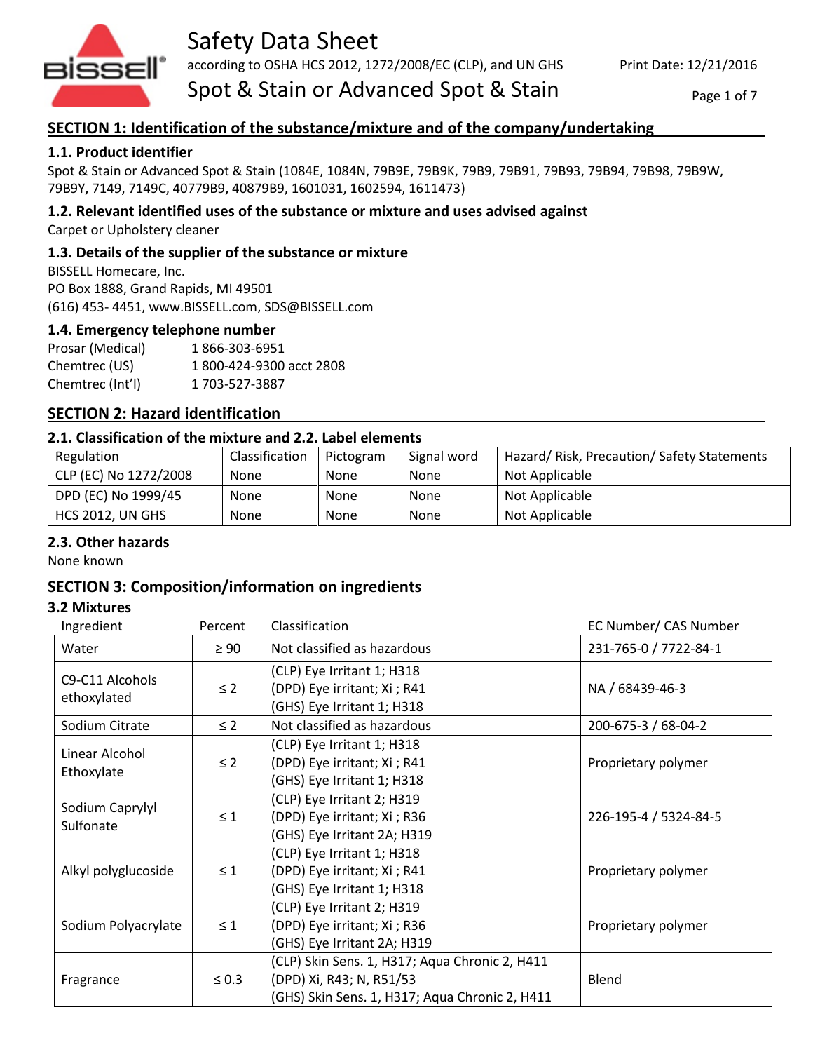# Safety Data Sheet

according to OSHA HCS 2012, 1272/2008/EC (CLP), and UN GHS

Print Date: 12/21/2016

Spot & Stain or Advanced Spot & Stain

## SECTION 1: Identification of the substance/mixture and of the company/undertaking

### 1.1. Product identifier

Spot & Stain or Advanced Spot & Stain (1084E, 1084N, 79B9E, 79B9K, 79B9, 79B91, 79B93, 79B94, 79B98, 79B9W, 79B9Y, 7149, 7149C, 40779B9, 40879B9, 1601031, 1602594, 1611473)

### 1.2. Relevant identified uses of the substance or mixture and uses advised against

Carpet or Upholstery cleaner

### 1.3. Details of the supplier of the substance or mixture

BISSELL Homecare, Inc.
PO Box 1888, Grand Rapids, MI 49501
(616) 453- 4451, www.BISSELL.com, SDS@BISSELL.com

### 1.4. Emergency telephone number

| | |
|---|---|
| Prosar (Medical) | 1 866-303-6951 |
| Chemtrec (US) | 1 800-424-9300 acct 2808 |
| Chemtrec (Int'l) | 1 703-527-3887 |

## SECTION 2: Hazard identification

### 2.1. Classification of the mixture and 2.2. Label elements

| Regulation | Classification | Pictogram | Signal word | Hazard/ Risk, Precaution/ Safety Statements |
|---|---|---|---|---|
| CLP (EC) No 1272/2008 | None | None | None | Not Applicable |
| DPD (EC) No 1999/45 | None | None | None | Not Applicable |
| HCS 2012, UN GHS | None | None | None | Not Applicable |

### 2.3. Other hazards

None known

## SECTION 3: Composition/information on ingredients

### 3.2 Mixtures

| Ingredient | Percent | Classification | EC Number/ CAS Number |
|---|---|---|---|
| Water | ≥ 90 | Not classified as hazardous | 231-765-0 / 7722-84-1 |
| C9-C11 Alcohols ethoxylated | ≤ 2 | (CLP) Eye Irritant 1; H318<br>(DPD) Eye irritant; Xi ; R41<br>(GHS) Eye Irritant 1; H318 | NA / 68439-46-3 |
| Sodium Citrate | ≤ 2 | Not classified as hazardous | 200-675-3 / 68-04-2 |
| Linear Alcohol Ethoxylate | ≤ 2 | (CLP) Eye Irritant 1; H318<br>(DPD) Eye irritant; Xi ; R41<br>(GHS) Eye Irritant 1; H318 | Proprietary polymer |
| Sodium Caprylyl Sulfonate | ≤ 1 | (CLP) Eye Irritant 2; H319<br>(DPD) Eye irritant; Xi ; R36<br>(GHS) Eye Irritant 2A; H319 | 226-195-4 / 5324-84-5 |
| Alkyl polyglucoside | ≤ 1 | (CLP) Eye Irritant 1; H318<br>(DPD) Eye irritant; Xi ; R41<br>(GHS) Eye Irritant 1; H318 | Proprietary polymer |
| Sodium Polyacrylate | ≤ 1 | (CLP) Eye Irritant 2; H319<br>(DPD) Eye irritant; Xi ; R36<br>(GHS) Eye Irritant 2A; H319 | Proprietary polymer |
| Fragrance | ≤ 0.3 | (CLP) Skin Sens. 1, H317; Aqua Chronic 2, H411<br>(DPD) Xi, R43; N, R51/53<br>(GHS) Skin Sens. 1, H317; Aqua Chronic 2, H411 | Blend |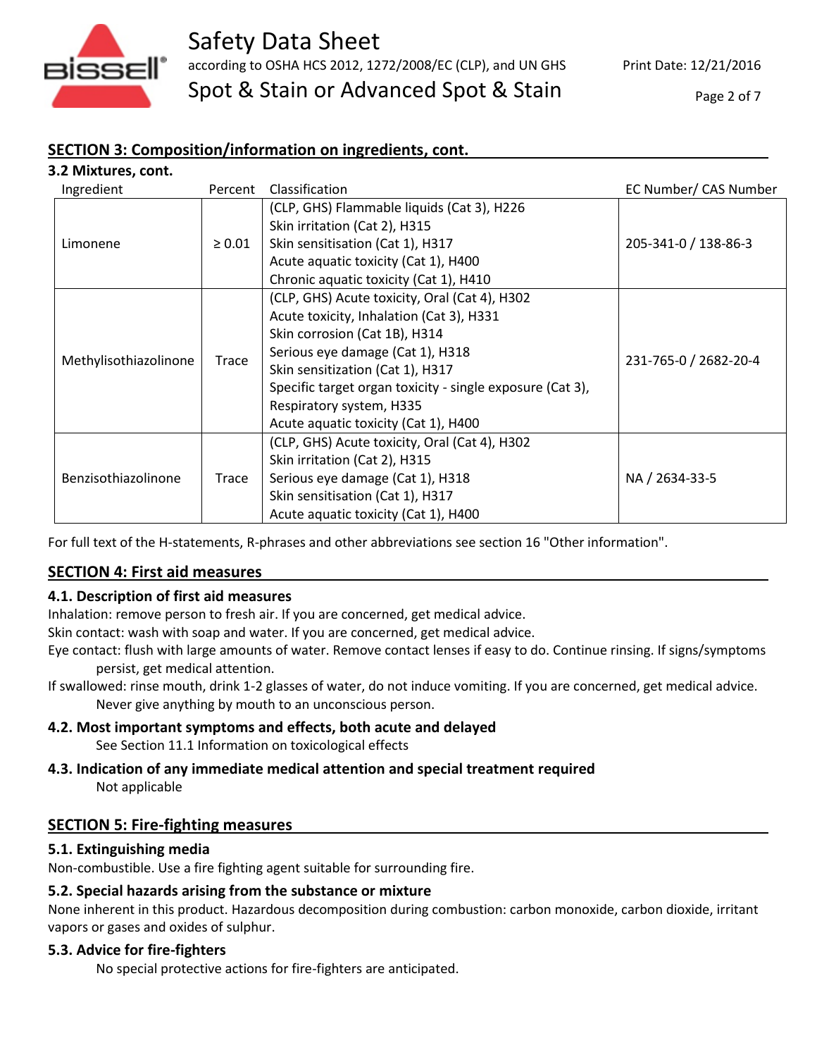## SECTION 3: Composition/information on ingredients, cont.

### 3.2 Mixtures, cont.

| Ingredient | Percent | Classification | EC Number/ CAS Number |
|---|---|---|---|
| Limonene | ≥ 0.01 | (CLP, GHS) Flammable liquids (Cat 3), H226<br>Skin irritation (Cat 2), H315<br>Skin sensitization (Cat 1), H317<br>Acute aquatic toxicity (Cat 1), H400<br>Chronic aquatic toxicity (Cat 1), H410 | 205-341-0 / 138-86-3 |
| Methylisothiazolinone | Trace | (CLP, GHS) Acute toxicity, Oral (Cat 4), H302<br>Acute toxicity, Inhalation (Cat 3), H331<br>Skin corrosion (Cat 1B), H314<br>Serious eye damage (Cat 1), H318<br>Skin sensitization (Cat 1), H317<br>Specific target organ toxicity - single exposure (Cat 3), Respiratory system, H335<br>Acute aquatic toxicity (Cat 1), H400 | 231-765-0 / 2682-20-4 |
| Benzisothiazolinone | Trace | (CLP, GHS) Acute toxicity, Oral (Cat 4), H302<br>Skin irritation (Cat 2), H315<br>Serious eye damage (Cat 1), H318<br>Skin sensitization (Cat 1), H317<br>Acute aquatic toxicity (Cat 1), H400 | NA / 2634-33-5 |

For full text of the H-statements, R-phrases and other abbreviations see section 16 "Other information".

## SECTION 4: First aid measures

### 4.1. Description of first aid measures

Inhalation: remove person to fresh air. If you are concerned, get medical advice.

Skin contact: wash with soap and water. If you are concerned, get medical advice.

Eye contact: flush with large amounts of water. Remove contact lenses if easy to do. Continue rinsing. If signs/symptoms persist, get medical attention.

If swallowed: rinse mouth, drink 1-2 glasses of water, do not induce vomiting. If you are concerned, get medical advice. Never give anything by mouth to an unconscious person.

### 4.2. Most important symptoms and effects, both acute and delayed

See Section 11.1 Information on toxicological effects

### 4.3. Indication of any immediate medical attention and special treatment required

Not applicable

## SECTION 5: Fire-fighting measures

### 5.1. Extinguishing media

Non-combustible. Use a fire fighting agent suitable for surrounding fire.

### 5.2. Special hazards arising from the substance or mixture

None inherent in this product. Hazardous decomposition during combustion: carbon monoxide, carbon dioxide, irritant vapors or gases and oxides of sulphur.

### 5.3. Advice for fire-fighters

No special protective actions for fire-fighters are anticipated.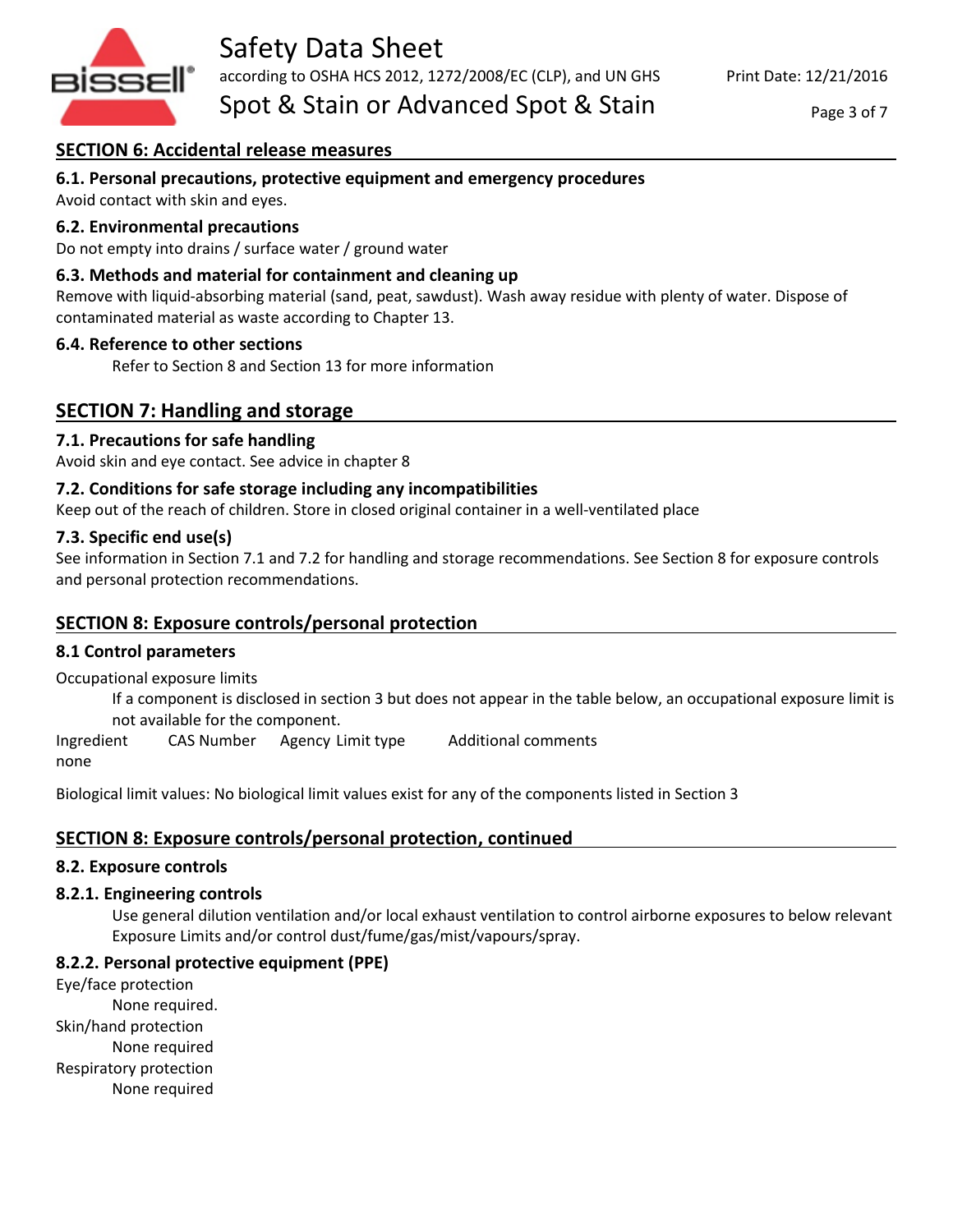## SECTION 6: Accidental release measures

### 6.1. Personal precautions, protective equipment and emergency procedures

Avoid contact with skin and eyes.

### 6.2. Environmental precautions

Do not empty into drains / surface water / ground water

### 6.3. Methods and material for containment and cleaning up

Remove with liquid-absorbing material (sand, peat, sawdust). Wash away residue with plenty of water. Dispose of contaminated material as waste according to Chapter 13.

### 6.4. Reference to other sections

Refer to Section 8 and Section 13 for more information

## SECTION 7: Handling and storage

### 7.1. Precautions for safe handling

Avoid skin and eye contact. See advice in chapter 8

### 7.2. Conditions for safe storage including any incompatibilities

Keep out of the reach of children. Store in closed original container in a well-ventilated place

### 7.3. Specific end use(s)

See information in Section 7.1 and 7.2 for handling and storage recommendations. See Section 8 for exposure controls and personal protection recommendations.

## SECTION 8: Exposure controls/personal protection

### 8.1 Control parameters

Occupational exposure limits

If a component is disclosed in section 3 but does not appear in the table below, an occupational exposure limit is not available for the component.

| Ingredient | CAS Number | Agency | Limit type | Additional comments |
|---|---|---|---|---|
| none | | | | |

Biological limit values: No biological limit values exist for any of the components listed in Section 3

## SECTION 8: Exposure controls/personal protection, continued

### 8.2. Exposure controls

### 8.2.1. Engineering controls

Use general dilution ventilation and/or local exhaust ventilation to control airborne exposures to below relevant Exposure Limits and/or control dust/fume/gas/mist/vapours/spray.

### 8.2.2. Personal protective equipment (PPE)

Eye/face protection

None required.

Skin/hand protection

None required

Respiratory protection

None required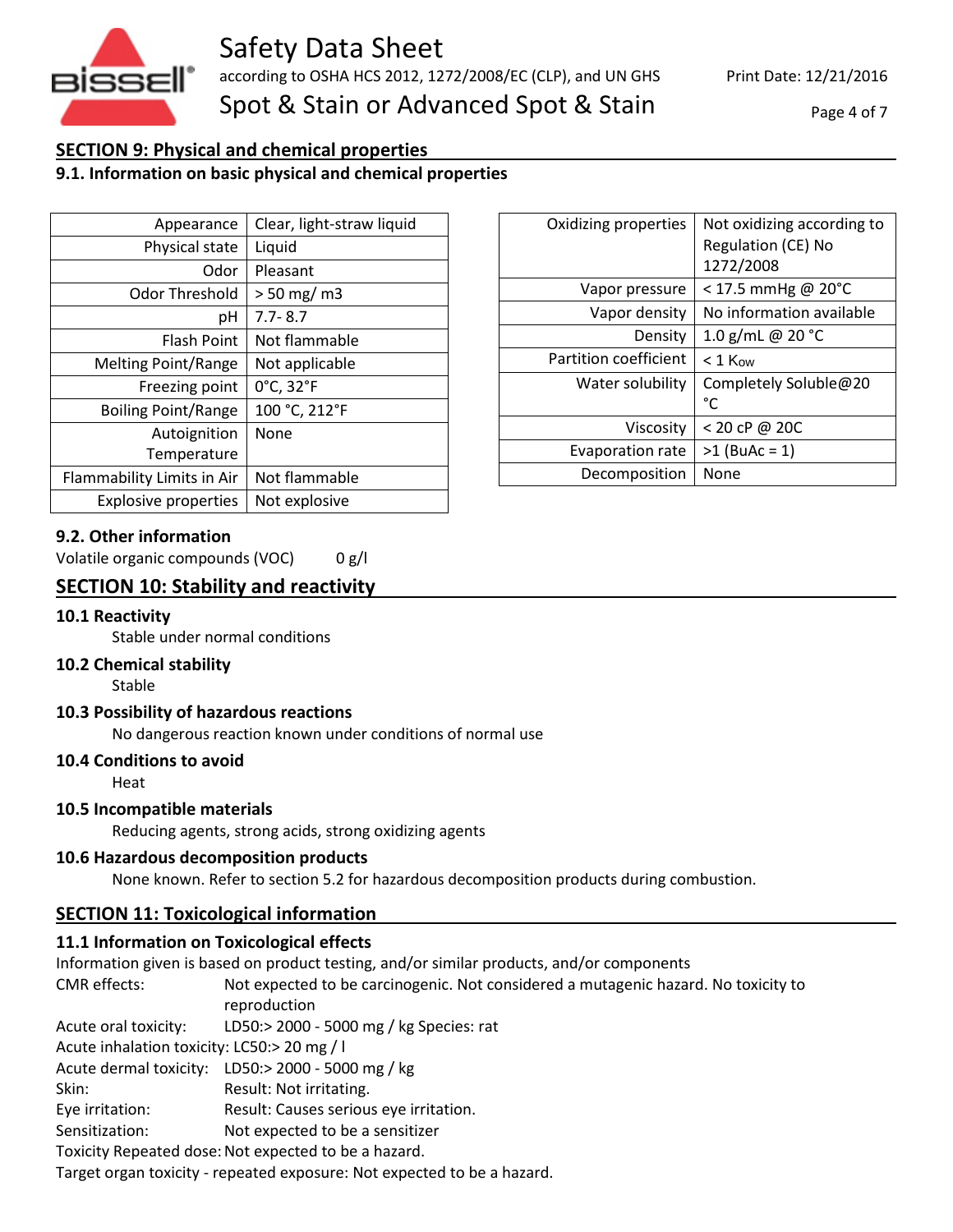## SECTION 9: Physical and chemical properties

### 9.1. Information on basic physical and chemical properties

| Property | Value |
|---|---|
| Appearance | Clear, light-straw liquid |
| Physical state | Liquid |
| Odor | Pleasant |
| Odor Threshold | > 50 mg/ m3 |
| pH | 7.7- 8.7 |
| Flash Point | Not flammable |
| Melting Point/Range | Not applicable |
| Freezing point | 0°C, 32°F |
| Boiling Point/Range | 100 °C, 212°F |
| Autoignition Temperature | None |
| Flammability Limits in Air | Not flammable |
| Explosive properties | Not explosive |

| Property | Value |
|---|---|
| Oxidizing properties | Not oxidizing according to Regulation (CE) No 1272/2008 |
| Vapor pressure | < 17.5 mmHg @ 20°C |
| Vapor density | No information available |
| Density | 1.0 g/mL @ 20 °C |
| Partition coefficient | < 1 $K_{OW}$ |
| Water solubility | Completely Soluble@20 °C |
| Viscosity | < 20 cP @ 20C |
| Evaporation rate | >1 (BuAc = 1) |
| Decomposition | None |

### 9.2. Other information

Volatile organic compounds (VOC) 0 g/l

## SECTION 10: Stability and reactivity

### 10.1 Reactivity

Stable under normal conditions

### 10.2 Chemical stability

Stable

### 10.3 Possibility of hazardous reactions

No dangerous reaction known under conditions of normal use

### 10.4 Conditions to avoid

Heat

### 10.5 Incompatible materials

Reducing agents, strong acids, strong oxidizing agents

### 10.6 Hazardous decomposition products

None known. Refer to section 5.2 for hazardous decomposition products during combustion.

## SECTION 11: Toxicological information

### 11.1 Information on Toxicological effects

Information given is based on product testing, and/or similar products, and/or components

CMR effects: Not expected to be carcinogenic. Not considered a mutagenic hazard. No toxicity to reproduction

Acute oral toxicity: LD50:> 2000 - 5000 mg / kg Species: rat

Acute inhalation toxicity: LC50:> 20 mg / l

Acute dermal toxicity: LD50:> 2000 - 5000 mg / kg

Skin: Result: Not irritating.

Eye irritation: Result: Causes serious eye irritation.

Sensitization: Not expected to be a sensitizer

Toxicity Repeated dose: Not expected to be a hazard.

Target organ toxicity - repeated exposure: Not expected to be a hazard.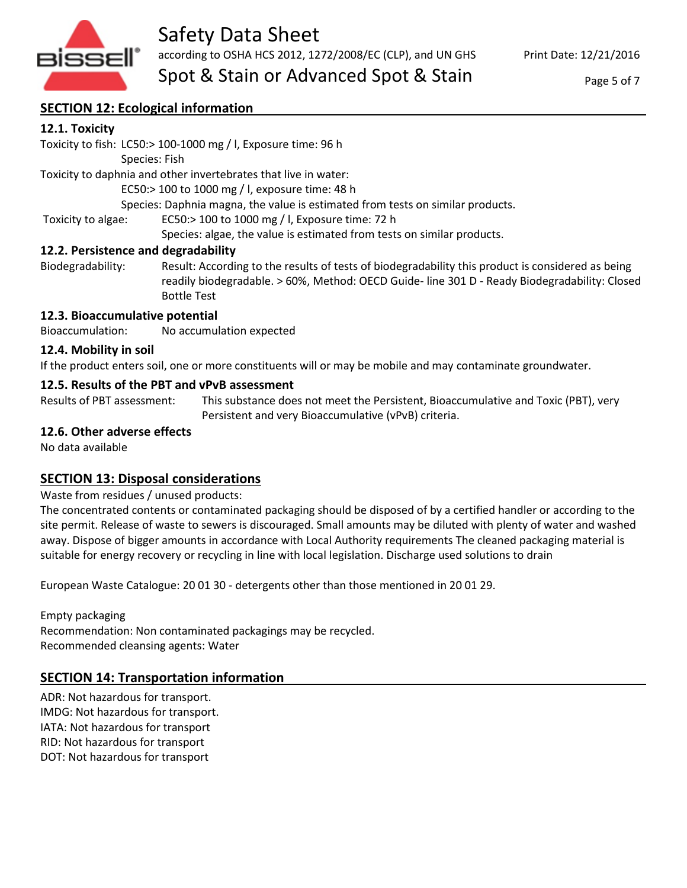## SECTION 12: Ecological information

### 12.1. Toxicity

Toxicity to fish: LC50:> 100-1000 mg / l, Exposure time: 96 h
Species: Fish

Toxicity to daphnia and other invertebrates that live in water:
EC50:> 100 to 1000 mg / l, exposure time: 48 h
Species: Daphnia magna, the value is estimated from tests on similar products.

Toxicity to algae: EC50:> 100 to 1000 mg / l, Exposure time: 72 h
Species: algae, the value is estimated from tests on similar products.

### 12.2. Persistence and degradability

Biodegradability: Result: According to the results of tests of biodegradability this product is considered as being readily biodegradable. > 60%, Method: OECD Guide- line 301 D - Ready Biodegradability: Closed Bottle Test

### 12.3. Bioaccumulative potential

Bioaccumulation: No accumulation expected

### 12.4. Mobility in soil

If the product enters soil, one or more constituents will or may be mobile and may contaminate groundwater.

### 12.5. Results of the PBT and vPvB assessment

Results of PBT assessment: This substance does not meet the Persistent, Bioaccumulative and Toxic (PBT), very Persistent and very Bioaccumulative (vPvB) criteria.

### 12.6. Other adverse effects

No data available

## SECTION 13: Disposal considerations

Waste from residues / unused products:
The concentrated contents or contaminated packaging should be disposed of by a certified handler or according to the site permit. Release of waste to sewers is discouraged. Small amounts may be diluted with plenty of water and washed away. Dispose of bigger amounts in accordance with Local Authority requirements The cleaned packaging material is suitable for energy recovery or recycling in line with local legislation. Discharge used solutions to drain

European Waste Catalogue: 20 01 30 - detergents other than those mentioned in 20 01 29.

Empty packaging
Recommendation: Non contaminated packagings may be recycled.
Recommended cleansing agents: Water

## SECTION 14: Transportation information

ADR: Not hazardous for transport.
IMDG: Not hazardous for transport.
IATA: Not hazardous for transport
RID: Not hazardous for transport
DOT: Not hazardous for transport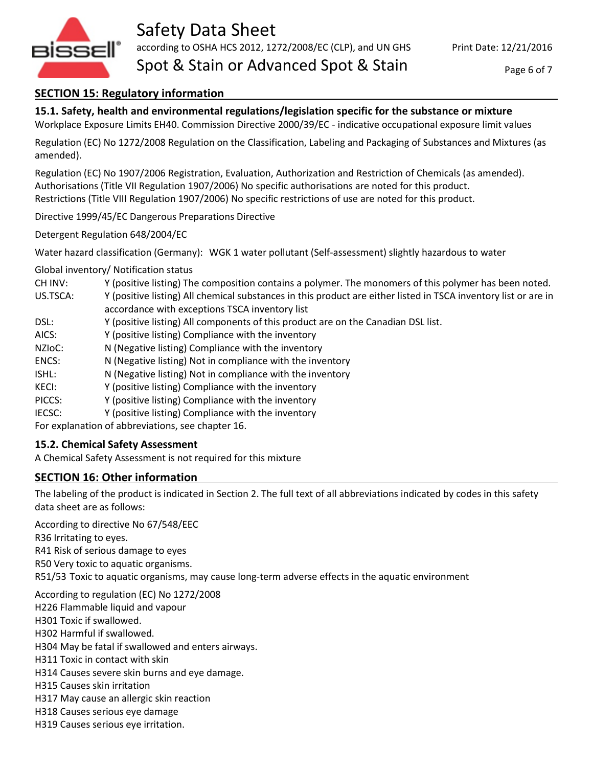## SECTION 15: Regulatory information

### 15.1. Safety, health and environmental regulations/legislation specific for the substance or mixture

Workplace Exposure Limits EH40. Commission Directive 2000/39/EC - indicative occupational exposure limit values

Regulation (EC) No 1272/2008 Regulation on the Classification, Labeling and Packaging of Substances and Mixtures (as amended).

Regulation (EC) No 1907/2006 Registration, Evaluation, Authorization and Restriction of Chemicals (as amended).
Authorisations (Title VII Regulation 1907/2006) No specific authorisations are noted for this product.
Restrictions (Title VIII Regulation 1907/2006) No specific restrictions of use are noted for this product.

Directive 1999/45/EC Dangerous Preparations Directive

Detergent Regulation 648/2004/EC

Water hazard classification (Germany): WGK 1 water pollutant (Self-assessment) slightly hazardous to water

Global inventory/ Notification status

| | |
|---|---|
| CH INV: | Y (positive listing) The composition contains a polymer. The monomers of this polymer has been noted. |
| US.TSCA: | Y (positive listing) All chemical substances in this product are either listed in TSCA inventory list or are in accordance with exceptions TSCA inventory list |
| DSL: | Y (positive listing) All components of this product are on the Canadian DSL list. |
| AICS: | Y (positive listing) Compliance with the inventory |
| NZIoC: | N (Negative listing) Compliance with the inventory |
| ENCS: | N (Negative listing) Not in compliance with the inventory |
| ISHL: | N (Negative listing) Not in compliance with the inventory |
| KECI: | Y (positive listing) Compliance with the inventory |
| PICCS: | Y (positive listing) Compliance with the inventory |
| IECSC: | Y (positive listing) Compliance with the inventory |

For explanation of abbreviations, see chapter 16.

### 15.2. Chemical Safety Assessment

A Chemical Safety Assessment is not required for this mixture

## SECTION 16: Other information

The labeling of the product is indicated in Section 2. The full text of all abbreviations indicated by codes in this safety data sheet are as follows:

According to directive No 67/548/EEC
R36 Irritating to eyes.
R41 Risk of serious damage to eyes
R50 Very toxic to aquatic organisms.
R51/53 Toxic to aquatic organisms, may cause long-term adverse effects in the aquatic environment

According to regulation (EC) No 1272/2008
H226 Flammable liquid and vapour
H301 Toxic if swallowed.
H302 Harmful if swallowed.
H304 May be fatal if swallowed and enters airways.
H311 Toxic in contact with skin
H314 Causes severe skin burns and eye damage.
H315 Causes skin irritation
H317 May cause an allergic skin reaction
H318 Causes serious eye damage
H319 Causes serious eye irritation.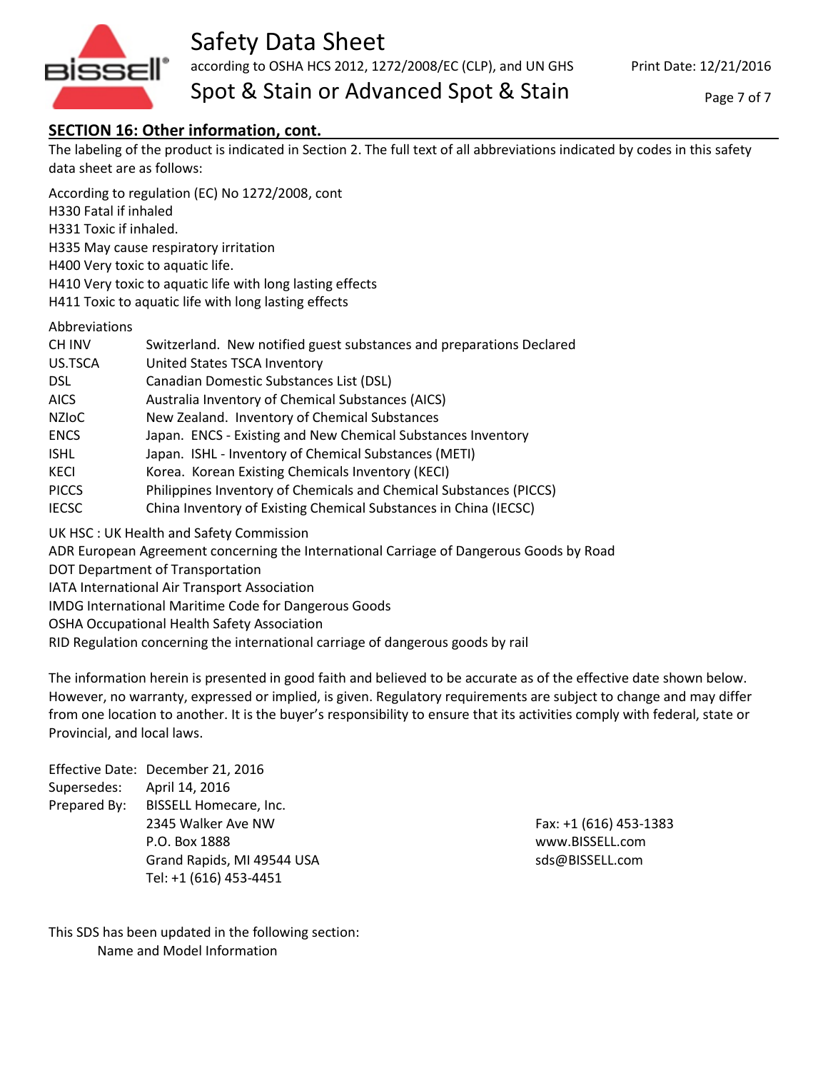## SECTION 16: Other information, cont.

The labeling of the product is indicated in Section 2. The full text of all abbreviations indicated by codes in this safety data sheet are as follows:

According to regulation (EC) No 1272/2008, cont
H330 Fatal if inhaled
H331 Toxic if inhaled.
H335 May cause respiratory irritation
H400 Very toxic to aquatic life.
H410 Very toxic to aquatic life with long lasting effects
H411 Toxic to aquatic life with long lasting effects

Abbreviations

| | |
|---|---|
| CH INV | Switzerland. New notified guest substances and preparations Declared |
| US.TSCA | United States TSCA Inventory |
| DSL | Canadian Domestic Substances List (DSL) |
| AICS | Australia Inventory of Chemical Substances (AICS) |
| NZIoC | New Zealand. Inventory of Chemical Substances |
| ENCS | Japan. ENCS - Existing and New Chemical Substances Inventory |
| ISHL | Japan. ISHL - Inventory of Chemical Substances (METI) |
| KECI | Korea. Korean Existing Chemicals Inventory (KECI) |
| PICCS | Philippines Inventory of Chemicals and Chemical Substances (PICCS) |
| IECSC | China Inventory of Existing Chemical Substances in China (IECSC) |

UK HSC : UK Health and Safety Commission
ADR European Agreement concerning the International Carriage of Dangerous Goods by Road
DOT Department of Transportation
IATA International Air Transport Association
IMDG International Maritime Code for Dangerous Goods
OSHA Occupational Health Safety Association
RID Regulation concerning the international carriage of dangerous goods by rail

The information herein is presented in good faith and believed to be accurate as of the effective date shown below. However, no warranty, expressed or implied, is given. Regulatory requirements are subject to change and may differ from one location to another. It is the buyer's responsibility to ensure that its activities comply with federal, state or Provincial, and local laws.

Effective Date: December 21, 2016
Supersedes: April 14, 2016
Prepared By: BISSELL Homecare, Inc.
2345 Walker Ave NW
P.O. Box 1888
Grand Rapids, MI 49544 USA
Tel: +1 (616) 453-4451

Fax: +1 (616) 453-1383
www.BISSELL.com
sds@BISSELL.com

This SDS has been updated in the following section:
Name and Model Information